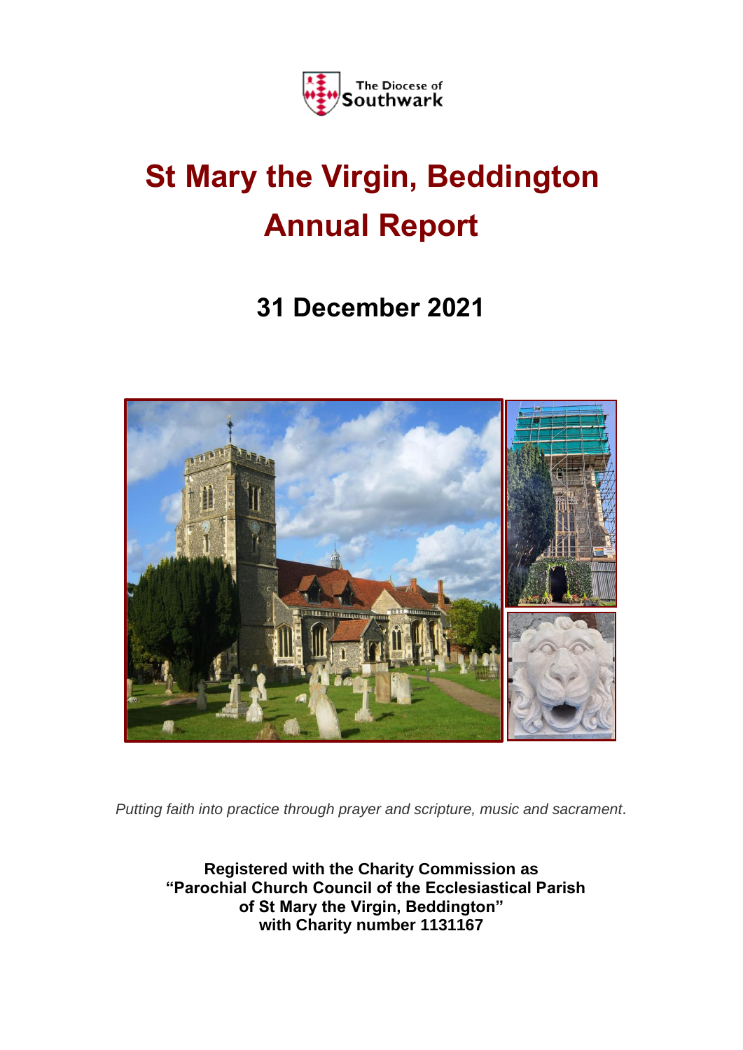The Diocese of Southwark

# St Mary the Virgin, Beddington
# Annual Report

## 31 December 2021

*Putting faith into practice through prayer and scripture, music and sacrament.*

**Registered with the Charity Commission as "Parochial Church Council of the Ecclesiastical Parish of St Mary the Virgin, Beddington" with Charity number 1131167**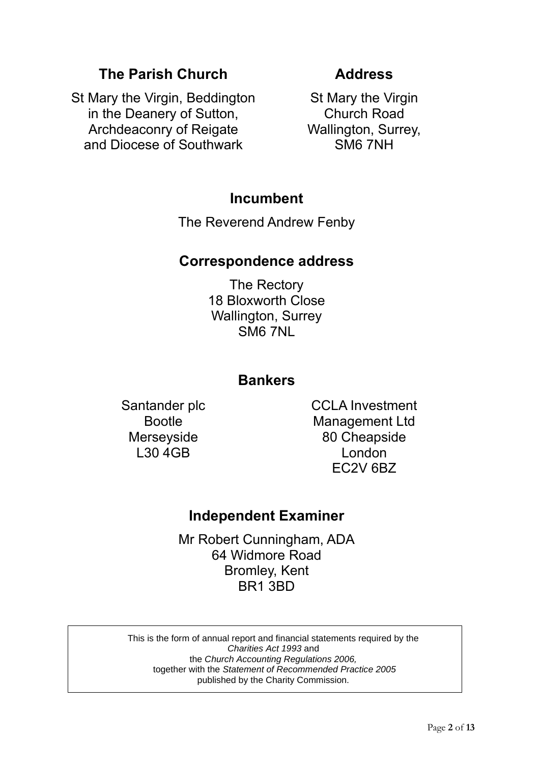## The Parish Church

St Mary the Virgin, Beddington
in the Deanery of Sutton,
Archdeaconry of Reigate
and Diocese of Southwark

## Address

St Mary the Virgin
Church Road
Wallington, Surrey,
SM6 7NH

## Incumbent

The Reverend Andrew Fenby

## Correspondence address

The Rectory
18 Bloxworth Close
Wallington, Surrey
SM6 7NL

## Bankers

Santander plc
Bootle
Merseyside
L30 4GB

CCLA Investment
Management Ltd
80 Cheapside
London
EC2V 6BZ

## Independent Examiner

Mr Robert Cunningham, ADA
64 Widmore Road
Bromley, Kent
BR1 3BD

This is the form of annual report and financial statements required by the *Charities Act 1993* and the *Church Accounting Regulations 2006,* together with the *Statement of Recommended Practice 2005* published by the Charity Commission.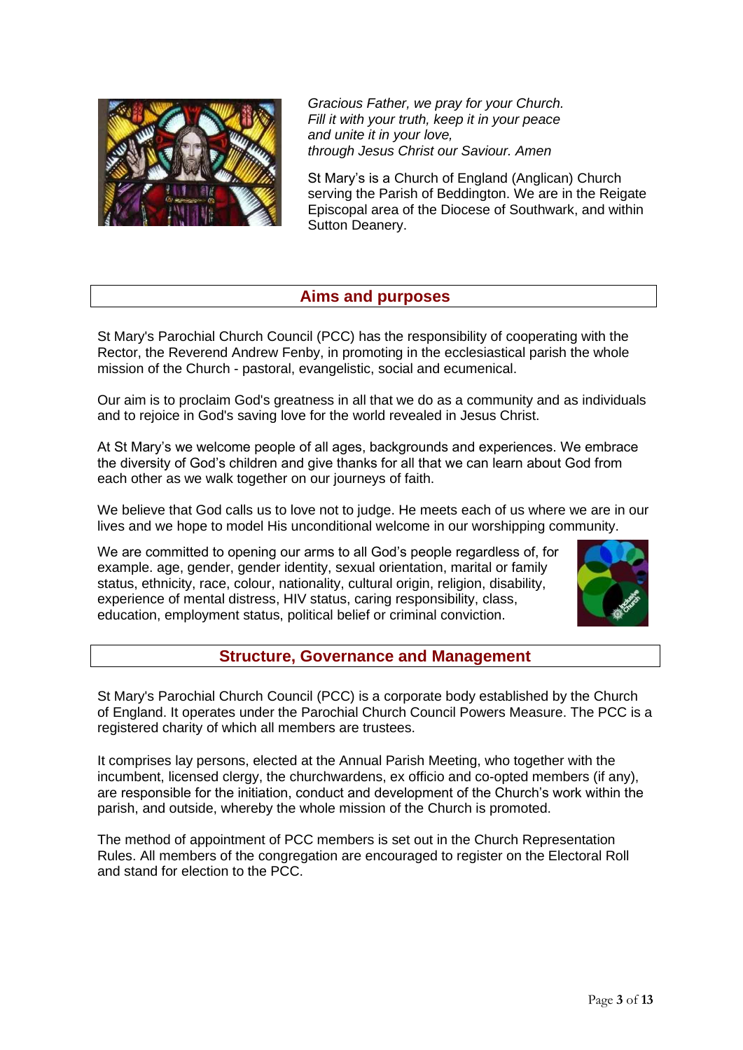*Gracious Father, we pray for your Church.*
*Fill it with your truth, keep it in your peace*
*and unite it in your love,*
*through Jesus Christ our Saviour. Amen*

St Mary's is a Church of England (Anglican) Church serving the Parish of Beddington. We are in the Reigate Episcopal area of the Diocese of Southwark, and within Sutton Deanery.

## Aims and purposes

St Mary's Parochial Church Council (PCC) has the responsibility of cooperating with the Rector, the Reverend Andrew Fenby, in promoting in the ecclesiastical parish the whole mission of the Church - pastoral, evangelistic, social and ecumenical.

Our aim is to proclaim God's greatness in all that we do as a community and as individuals and to rejoice in God's saving love for the world revealed in Jesus Christ.

At St Mary's we welcome people of all ages, backgrounds and experiences. We embrace the diversity of God's children and give thanks for all that we can learn about God from each other as we walk together on our journeys of faith.

We believe that God calls us to love not to judge. He meets each of us where we are in our lives and we hope to model His unconditional welcome in our worshipping community.

We are committed to opening our arms to all God's people regardless of, for example. age, gender, gender identity, sexual orientation, marital or family status, ethnicity, race, colour, nationality, cultural origin, religion, disability, experience of mental distress, HIV status, caring responsibility, class, education, employment status, political belief or criminal conviction.

## Structure, Governance and Management

St Mary's Parochial Church Council (PCC) is a corporate body established by the Church of England. It operates under the Parochial Church Council Powers Measure. The PCC is a registered charity of which all members are trustees.

It comprises lay persons, elected at the Annual Parish Meeting, who together with the incumbent, licensed clergy, the churchwardens, ex officio and co-opted members (if any), are responsible for the initiation, conduct and development of the Church's work within the parish, and outside, whereby the whole mission of the Church is promoted.

The method of appointment of PCC members is set out in the Church Representation Rules. All members of the congregation are encouraged to register on the Electoral Roll and stand for election to the PCC.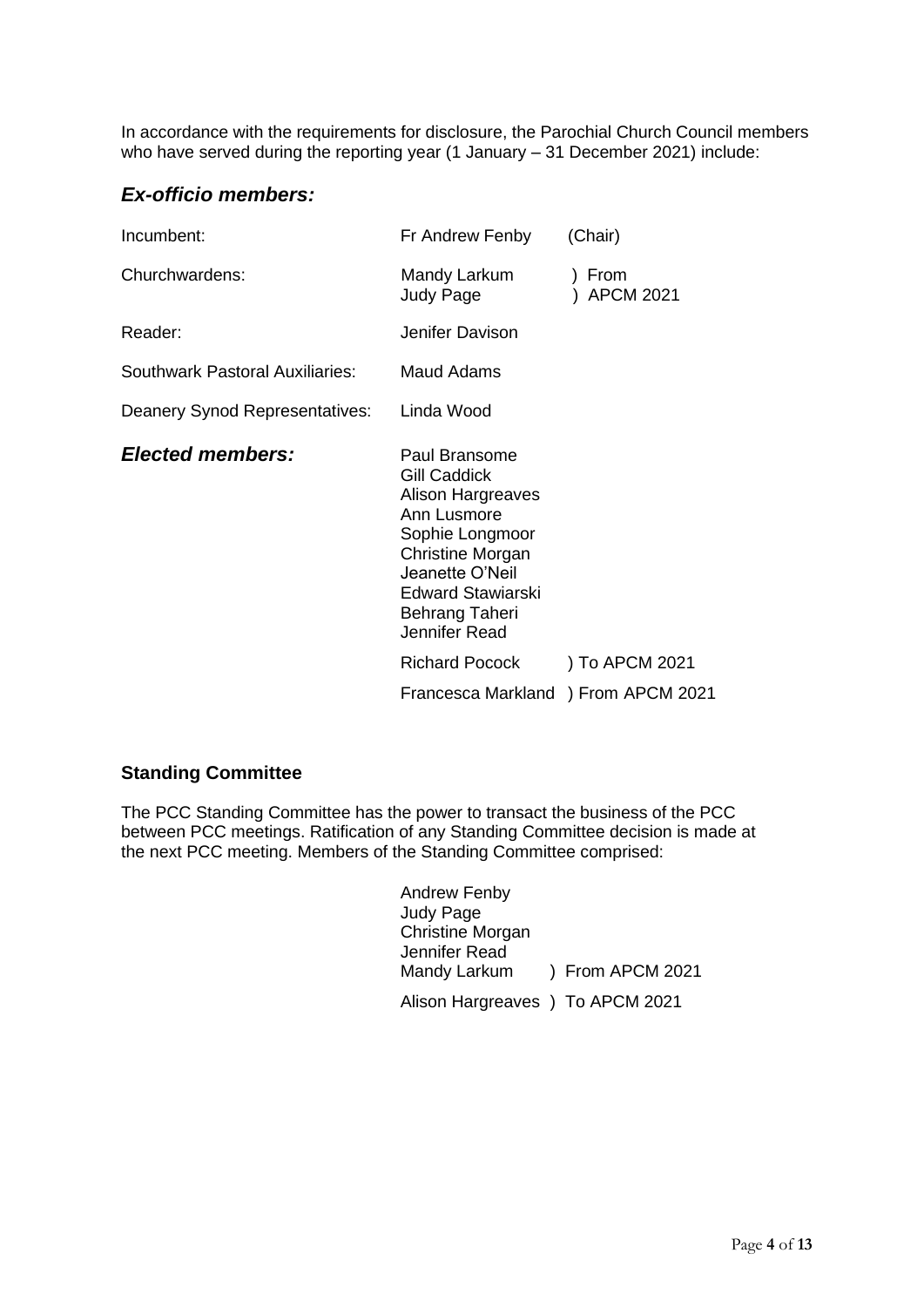In accordance with the requirements for disclosure, the Parochial Church Council members who have served during the reporting year (1 January – 31 December 2021) include:

## *Ex-officio members:*

| | | |
|---|---|---|
| Incumbent: | Fr Andrew Fenby | (Chair) |
| Churchwardens: | Mandy Larkum<br>Judy Page | ) From<br>) APCM 2021 |
| Reader: | Jenifer Davison | |
| Southwark Pastoral Auxiliaries: | Maud Adams | |
| Deanery Synod Representatives: | Linda Wood | |

## *Elected members:*

Paul Bransome
Gill Caddick
Alison Hargreaves
Ann Lusmore
Sophie Longmoor
Christine Morgan
Jeanette O'Neil
Edward Stawiarski
Behrang Taheri
Jennifer Read

Richard Pocock ) To APCM 2021

Francesca Markland ) From APCM 2021

### **Standing Committee**

The PCC Standing Committee has the power to transact the business of the PCC between PCC meetings. Ratification of any Standing Committee decision is made at the next PCC meeting. Members of the Standing Committee comprised:

Andrew Fenby
Judy Page
Christine Morgan
Jennifer Read
Mandy Larkum ) From APCM 2021

Alison Hargreaves ) To APCM 2021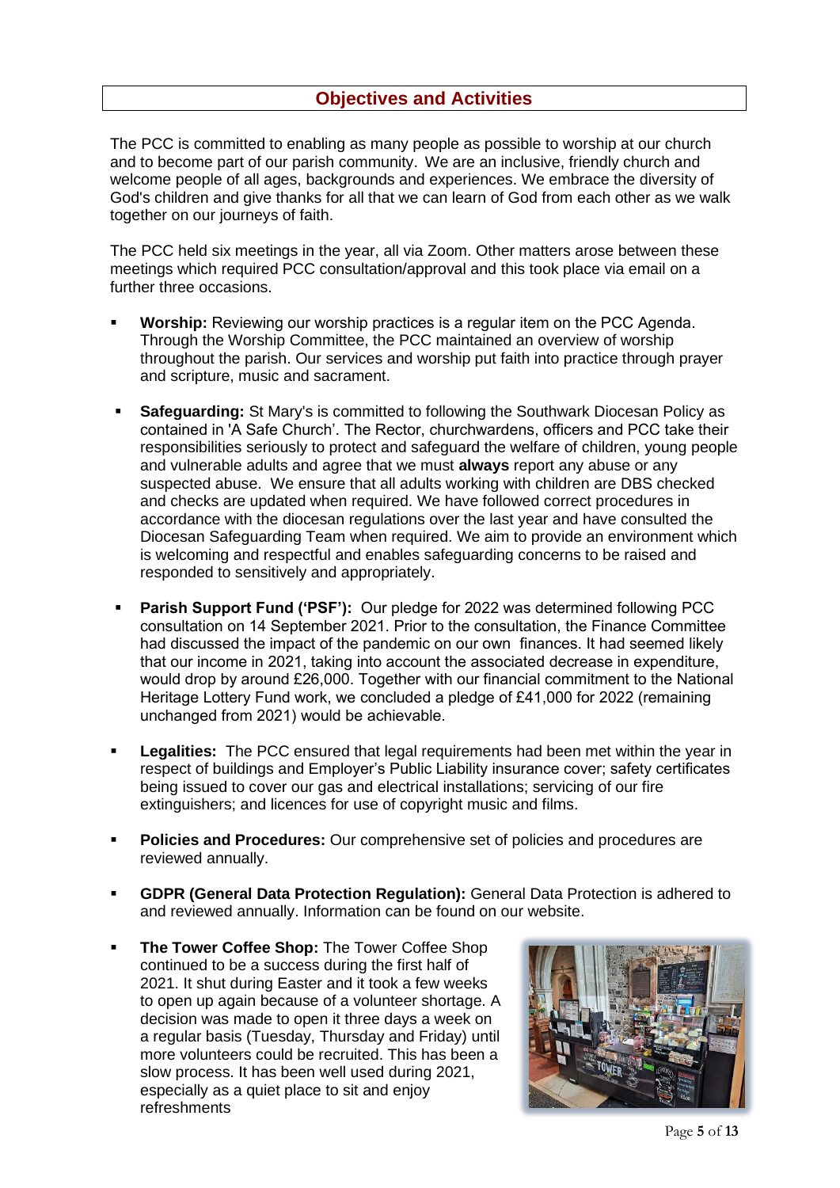## Objectives and Activities

The PCC is committed to enabling as many people as possible to worship at our church and to become part of our parish community. We are an inclusive, friendly church and welcome people of all ages, backgrounds and experiences. We embrace the diversity of God's children and give thanks for all that we can learn of God from each other as we walk together on our journeys of faith.

The PCC held six meetings in the year, all via Zoom. Other matters arose between these meetings which required PCC consultation/approval and this took place via email on a further three occasions.

- **Worship:** Reviewing our worship practices is a regular item on the PCC Agenda. Through the Worship Committee, the PCC maintained an overview of worship throughout the parish. Our services and worship put faith into practice through prayer and scripture, music and sacrament.

- **Safeguarding:** St Mary's is committed to following the Southwark Diocesan Policy as contained in 'A Safe Church'. The Rector, churchwardens, officers and PCC take their responsibilities seriously to protect and safeguard the welfare of children, young people and vulnerable adults and agree that we must **always** report any abuse or any suspected abuse. We ensure that all adults working with children are DBS checked and checks are updated when required. We have followed correct procedures in accordance with the diocesan regulations over the last year and have consulted the Diocesan Safeguarding Team when required. We aim to provide an environment which is welcoming and respectful and enables safeguarding concerns to be raised and responded to sensitively and appropriately.

- **Parish Support Fund ('PSF'):** Our pledge for 2022 was determined following PCC consultation on 14 September 2021. Prior to the consultation, the Finance Committee had discussed the impact of the pandemic on our own finances. It had seemed likely that our income in 2021, taking into account the associated decrease in expenditure, would drop by around £26,000. Together with our financial commitment to the National Heritage Lottery Fund work, we concluded a pledge of £41,000 for 2022 (remaining unchanged from 2021) would be achievable.

- **Legalities:** The PCC ensured that legal requirements had been met within the year in respect of buildings and Employer's Public Liability insurance cover; safety certificates being issued to cover our gas and electrical installations; servicing of our fire extinguishers; and licences for use of copyright music and films.

- **Policies and Procedures:** Our comprehensive set of policies and procedures are reviewed annually.

- **GDPR (General Data Protection Regulation):** General Data Protection is adhered to and reviewed annually. Information can be found on our website.

- **The Tower Coffee Shop:** The Tower Coffee Shop continued to be a success during the first half of 2021. It shut during Easter and it took a few weeks to open up again because of a volunteer shortage. A decision was made to open it three days a week on a regular basis (Tuesday, Thursday and Friday) until more volunteers could be recruited. This has been a slow process. It has been well used during 2021, especially as a quiet place to sit and enjoy refreshments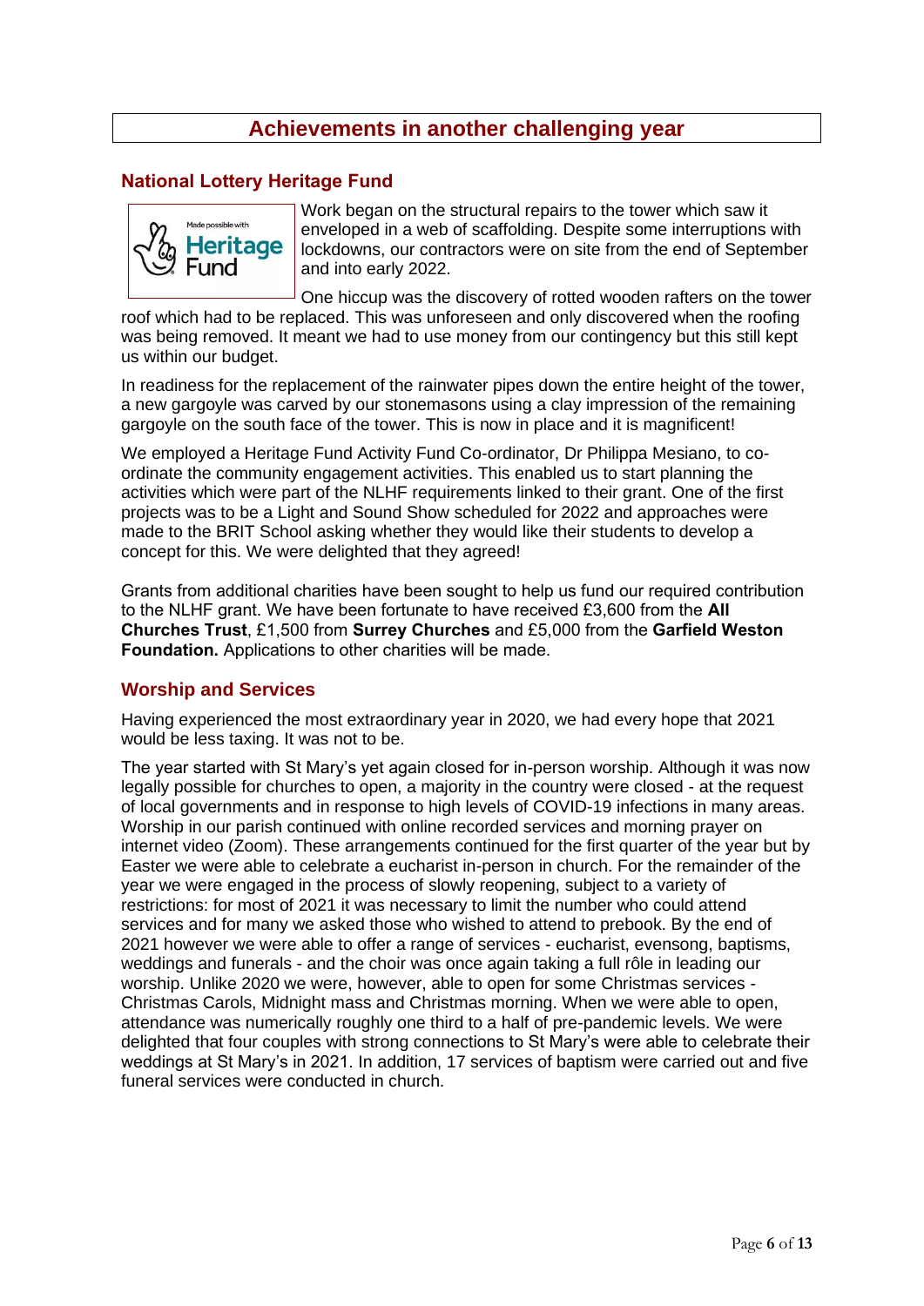# Achievements in another challenging year

## National Lottery Heritage Fund

Work began on the structural repairs to the tower which saw it enveloped in a web of scaffolding. Despite some interruptions with lockdowns, our contractors were on site from the end of September and into early 2022.

One hiccup was the discovery of rotted wooden rafters on the tower roof which had to be replaced. This was unforeseen and only discovered when the roofing was being removed. It meant we had to use money from our contingency but this still kept us within our budget.

In readiness for the replacement of the rainwater pipes down the entire height of the tower, a new gargoyle was carved by our stonemasons using a clay impression of the remaining gargoyle on the south face of the tower. This is now in place and it is magnificent!

We employed a Heritage Fund Activity Fund Co-ordinator, Dr Philippa Mesiano, to co-ordinate the community engagement activities. This enabled us to start planning the activities which were part of the NLHF requirements linked to their grant. One of the first projects was to be a Light and Sound Show scheduled for 2022 and approaches were made to the BRIT School asking whether they would like their students to develop a concept for this. We were delighted that they agreed!

Grants from additional charities have been sought to help us fund our required contribution to the NLHF grant. We have been fortunate to have received £3,600 from the **All Churches Trust**, £1,500 from **Surrey Churches** and £5,000 from the **Garfield Weston Foundation.** Applications to other charities will be made.

## Worship and Services

Having experienced the most extraordinary year in 2020, we had every hope that 2021 would be less taxing. It was not to be.

The year started with St Mary's yet again closed for in-person worship. Although it was now legally possible for churches to open, a majority in the country were closed - at the request of local governments and in response to high levels of COVID-19 infections in many areas. Worship in our parish continued with online recorded services and morning prayer on internet video (Zoom). These arrangements continued for the first quarter of the year but by Easter we were able to celebrate a eucharist in-person in church. For the remainder of the year we were engaged in the process of slowly reopening, subject to a variety of restrictions: for most of 2021 it was necessary to limit the number who could attend services and for many we asked those who wished to attend to prebook. By the end of 2021 however we were able to offer a range of services - eucharist, evensong, baptisms, weddings and funerals - and the choir was once again taking a full rôle in leading our worship. Unlike 2020 we were, however, able to open for some Christmas services - Christmas Carols, Midnight mass and Christmas morning. When we were able to open, attendance was numerically roughly one third to a half of pre-pandemic levels. We were delighted that four couples with strong connections to St Mary's were able to celebrate their weddings at St Mary's in 2021. In addition, 17 services of baptism were carried out and five funeral services were conducted in church.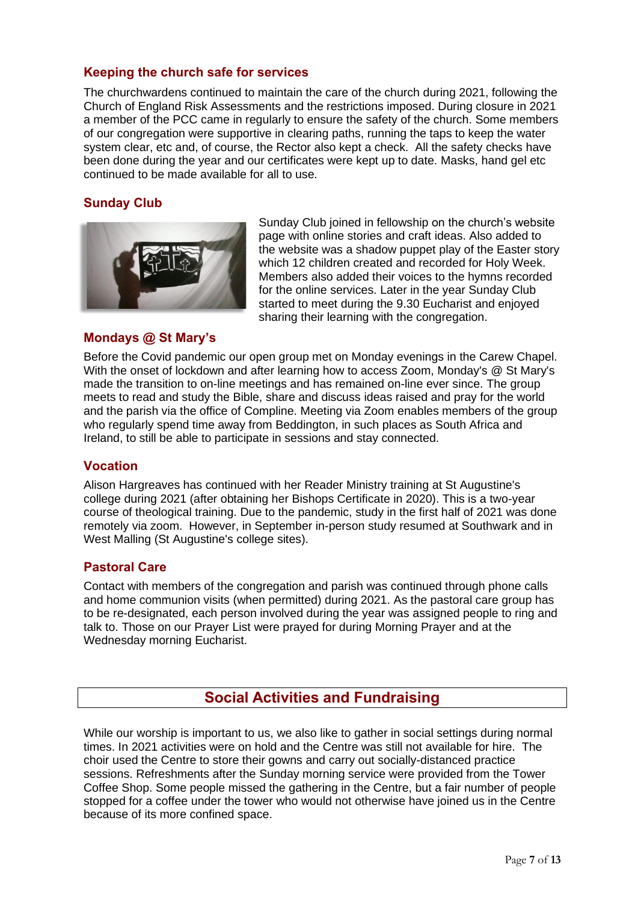### Keeping the church safe for services

The churchwardens continued to maintain the care of the church during 2021, following the Church of England Risk Assessments and the restrictions imposed. During closure in 2021 a member of the PCC came in regularly to ensure the safety of the church. Some members of our congregation were supportive in clearing paths, running the taps to keep the water system clear, etc and, of course, the Rector also kept a check. All the safety checks have been done during the year and our certificates were kept up to date. Masks, hand gel etc continued to be made available for all to use.

### Sunday Club

Sunday Club joined in fellowship on the church's website page with online stories and craft ideas. Also added to the website was a shadow puppet play of the Easter story which 12 children created and recorded for Holy Week. Members also added their voices to the hymns recorded for the online services. Later in the year Sunday Club started to meet during the 9.30 Eucharist and enjoyed sharing their learning with the congregation.

### Mondays @ St Mary's

Before the Covid pandemic our open group met on Monday evenings in the Carew Chapel. With the onset of lockdown and after learning how to access Zoom, Monday's @ St Mary's made the transition to on-line meetings and has remained on-line ever since. The group meets to read and study the Bible, share and discuss ideas raised and pray for the world and the parish via the office of Compline. Meeting via Zoom enables members of the group who regularly spend time away from Beddington, in such places as South Africa and Ireland, to still be able to participate in sessions and stay connected.

### Vocation

Alison Hargreaves has continued with her Reader Ministry training at St Augustine's college during 2021 (after obtaining her Bishops Certificate in 2020). This is a two-year course of theological training. Due to the pandemic, study in the first half of 2021 was done remotely via zoom. However, in September in-person study resumed at Southwark and in West Malling (St Augustine's college sites).

### Pastoral Care

Contact with members of the congregation and parish was continued through phone calls and home communion visits (when permitted) during 2021. As the pastoral care group has to be re-designated, each person involved during the year was assigned people to ring and talk to. Those on our Prayer List were prayed for during Morning Prayer and at the Wednesday morning Eucharist.

## Social Activities and Fundraising

While our worship is important to us, we also like to gather in social settings during normal times. In 2021 activities were on hold and the Centre was still not available for hire. The choir used the Centre to store their gowns and carry out socially-distanced practice sessions. Refreshments after the Sunday morning service were provided from the Tower Coffee Shop. Some people missed the gathering in the Centre, but a fair number of people stopped for a coffee under the tower who would not otherwise have joined us in the Centre because of its more confined space.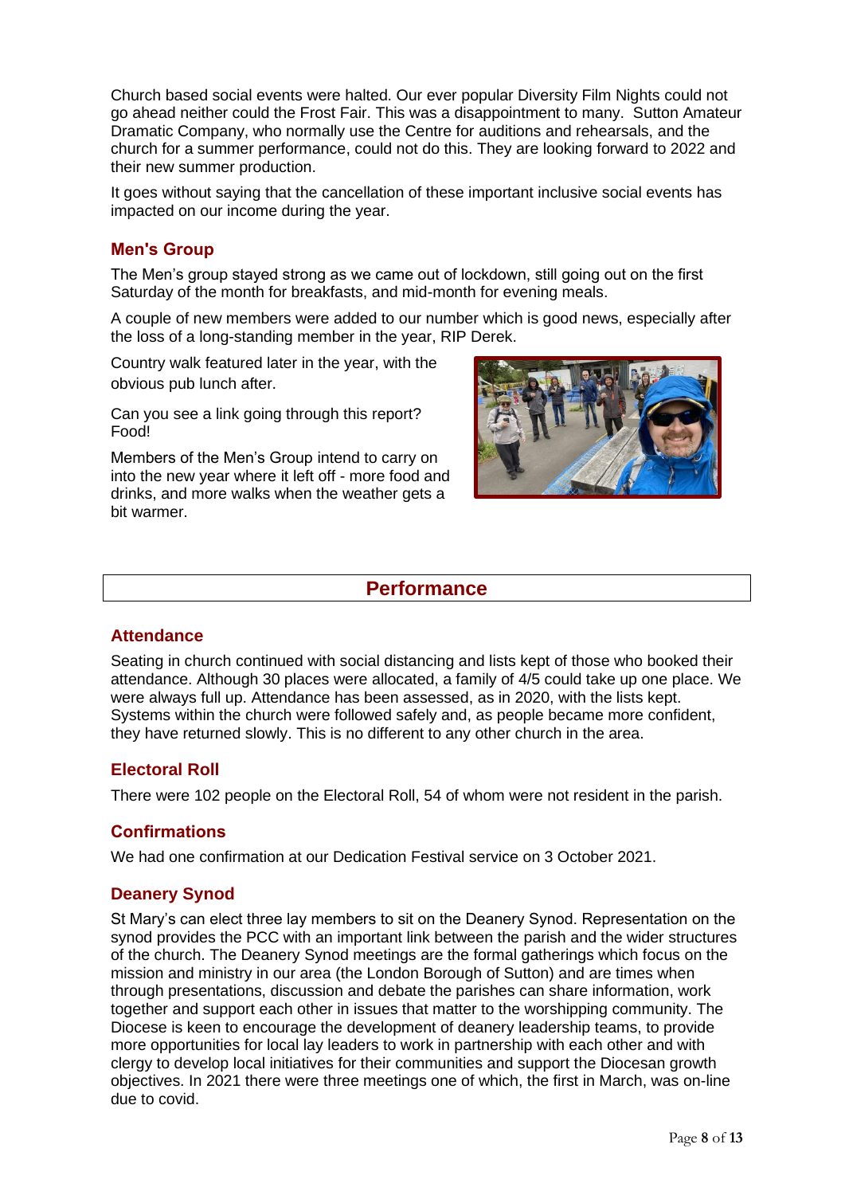Church based social events were halted. Our ever popular Diversity Film Nights could not go ahead neither could the Frost Fair. This was a disappointment to many. Sutton Amateur Dramatic Company, who normally use the Centre for auditions and rehearsals, and the church for a summer performance, could not do this. They are looking forward to 2022 and their new summer production.

It goes without saying that the cancellation of these important inclusive social events has impacted on our income during the year.

### Men's Group

The Men's group stayed strong as we came out of lockdown, still going out on the first Saturday of the month for breakfasts, and mid-month for evening meals.

A couple of new members were added to our number which is good news, especially after the loss of a long-standing member in the year, RIP Derek.

Country walk featured later in the year, with the obvious pub lunch after.

Can you see a link going through this report? Food!

Members of the Men's Group intend to carry on into the new year where it left off - more food and drinks, and more walks when the weather gets a bit warmer.

## Performance

### Attendance

Seating in church continued with social distancing and lists kept of those who booked their attendance. Although 30 places were allocated, a family of 4/5 could take up one place. We were always full up. Attendance has been assessed, as in 2020, with the lists kept. Systems within the church were followed safely and, as people became more confident, they have returned slowly. This is no different to any other church in the area.

### Electoral Roll

There were 102 people on the Electoral Roll, 54 of whom were not resident in the parish.

### Confirmations

We had one confirmation at our Dedication Festival service on 3 October 2021.

### Deanery Synod

St Mary's can elect three lay members to sit on the Deanery Synod. Representation on the synod provides the PCC with an important link between the parish and the wider structures of the church. The Deanery Synod meetings are the formal gatherings which focus on the mission and ministry in our area (the London Borough of Sutton) and are times when through presentations, discussion and debate the parishes can share information, work together and support each other in issues that matter to the worshipping community. The Diocese is keen to encourage the development of deanery leadership teams, to provide more opportunities for local lay leaders to work in partnership with each other and with clergy to develop local initiatives for their communities and support the Diocesan growth objectives. In 2021 there were three meetings one of which, the first in March, was on-line due to covid.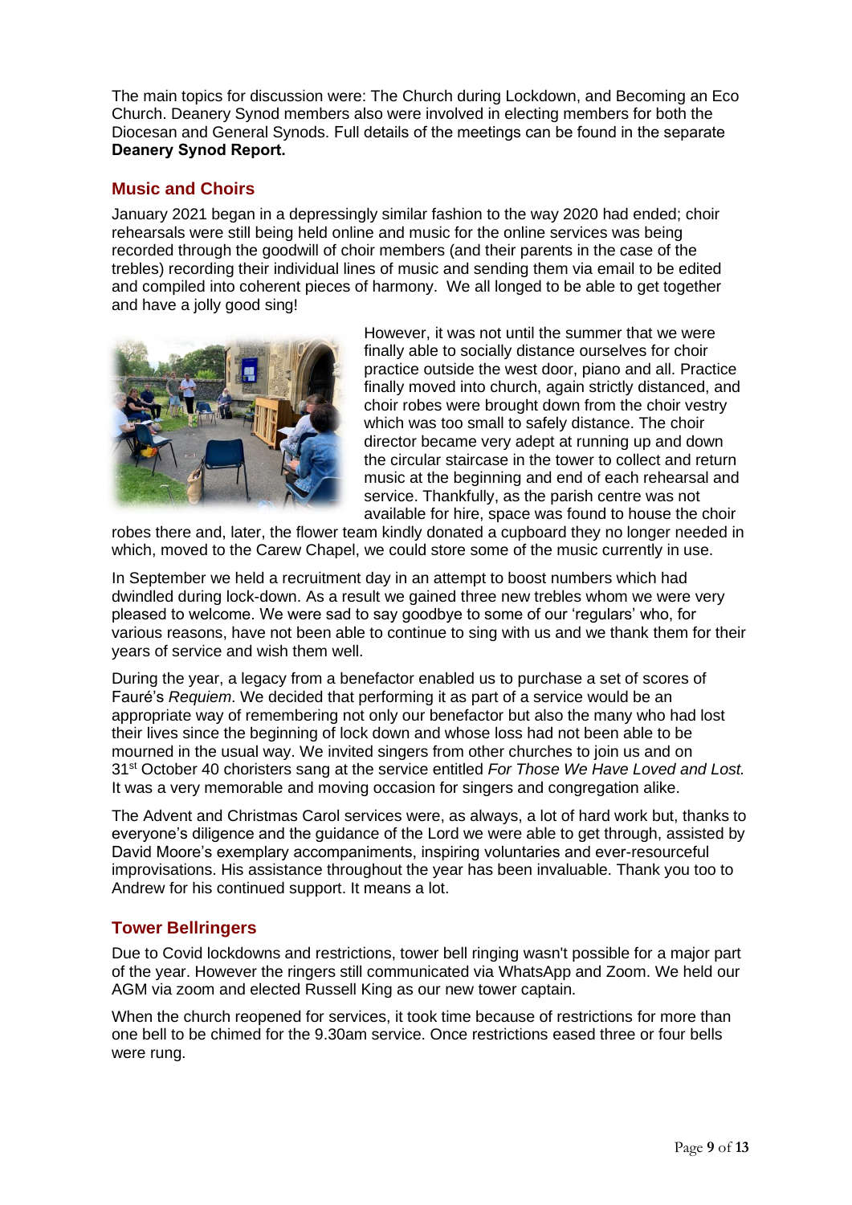The main topics for discussion were: The Church during Lockdown, and Becoming an Eco Church. Deanery Synod members also were involved in electing members for both the Diocesan and General Synods. Full details of the meetings can be found in the separate **Deanery Synod Report.**

## Music and Choirs

January 2021 began in a depressingly similar fashion to the way 2020 had ended; choir rehearsals were still being held online and music for the online services was being recorded through the goodwill of choir members (and their parents in the case of the trebles) recording their individual lines of music and sending them via email to be edited and compiled into coherent pieces of harmony. We all longed to be able to get together and have a jolly good sing!

However, it was not until the summer that we were finally able to socially distance ourselves for choir practice outside the west door, piano and all. Practice finally moved into church, again strictly distanced, and choir robes were brought down from the choir vestry which was too small to safely distance. The choir director became very adept at running up and down the circular staircase in the tower to collect and return music at the beginning and end of each rehearsal and service. Thankfully, as the parish centre was not available for hire, space was found to house the choir robes there and, later, the flower team kindly donated a cupboard they no longer needed in which, moved to the Carew Chapel, we could store some of the music currently in use.

In September we held a recruitment day in an attempt to boost numbers which had dwindled during lock-down. As a result we gained three new trebles whom we were very pleased to welcome. We were sad to say goodbye to some of our 'regulars' who, for various reasons, have not been able to continue to sing with us and we thank them for their years of service and wish them well.

During the year, a legacy from a benefactor enabled us to purchase a set of scores of Fauré's *Requiem*. We decided that performing it as part of a service would be an appropriate way of remembering not only our benefactor but also the many who had lost their lives since the beginning of lock down and whose loss had not been able to be mourned in the usual way. We invited singers from other churches to join us and on 31st October 40 choristers sang at the service entitled *For Those We Have Loved and Lost.* It was a very memorable and moving occasion for singers and congregation alike.

The Advent and Christmas Carol services were, as always, a lot of hard work but, thanks to everyone's diligence and the guidance of the Lord we were able to get through, assisted by David Moore's exemplary accompaniments, inspiring voluntaries and ever-resourceful improvisations. His assistance throughout the year has been invaluable. Thank you too to Andrew for his continued support. It means a lot.

## Tower Bellringers

Due to Covid lockdowns and restrictions, tower bell ringing wasn't possible for a major part of the year. However the ringers still communicated via WhatsApp and Zoom. We held our AGM via zoom and elected Russell King as our new tower captain.

When the church reopened for services, it took time because of restrictions for more than one bell to be chimed for the 9.30am service. Once restrictions eased three or four bells were rung.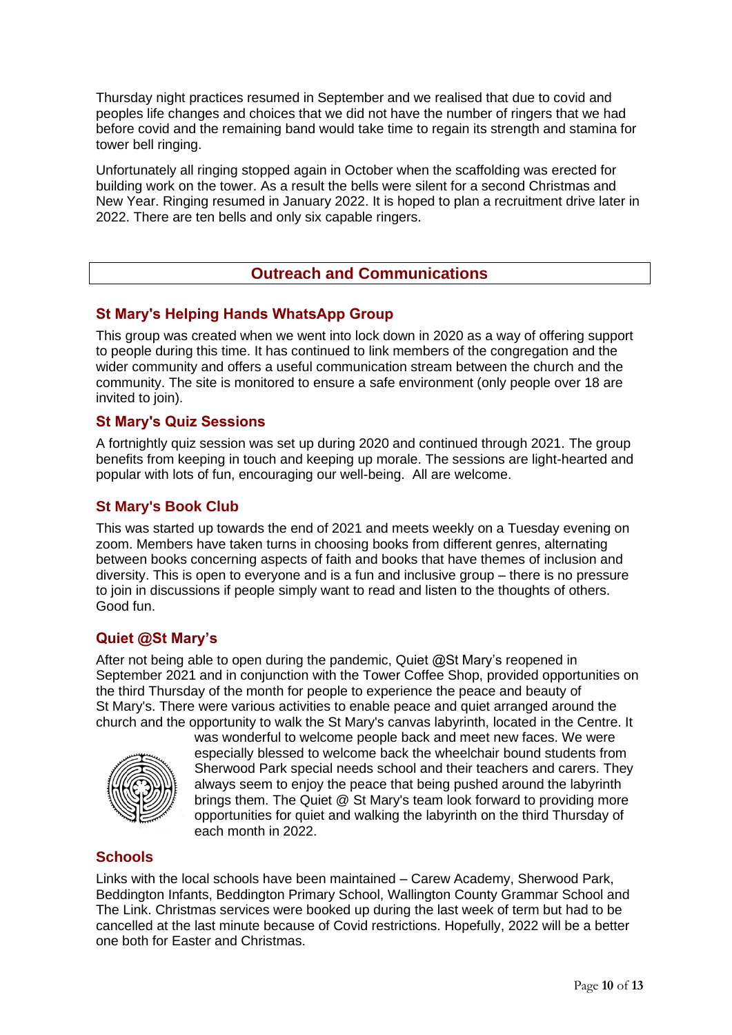Thursday night practices resumed in September and we realised that due to covid and peoples life changes and choices that we did not have the number of ringers that we had before covid and the remaining band would take time to regain its strength and stamina for tower bell ringing.

Unfortunately all ringing stopped again in October when the scaffolding was erected for building work on the tower. As a result the bells were silent for a second Christmas and New Year. Ringing resumed in January 2022. It is hoped to plan a recruitment drive later in 2022. There are ten bells and only six capable ringers.

## Outreach and Communications

### St Mary's Helping Hands WhatsApp Group

This group was created when we went into lock down in 2020 as a way of offering support to people during this time. It has continued to link members of the congregation and the wider community and offers a useful communication stream between the church and the community. The site is monitored to ensure a safe environment (only people over 18 are invited to join).

### St Mary's Quiz Sessions

A fortnightly quiz session was set up during 2020 and continued through 2021. The group benefits from keeping in touch and keeping up morale. The sessions are light-hearted and popular with lots of fun, encouraging our well-being. All are welcome.

### St Mary's Book Club

This was started up towards the end of 2021 and meets weekly on a Tuesday evening on zoom. Members have taken turns in choosing books from different genres, alternating between books concerning aspects of faith and books that have themes of inclusion and diversity. This is open to everyone and is a fun and inclusive group – there is no pressure to join in discussions if people simply want to read and listen to the thoughts of others. Good fun.

### Quiet @St Mary's

After not being able to open during the pandemic, Quiet @St Mary's reopened in September 2021 and in conjunction with the Tower Coffee Shop, provided opportunities on the third Thursday of the month for people to experience the peace and beauty of St Mary's. There were various activities to enable peace and quiet arranged around the church and the opportunity to walk the St Mary's canvas labyrinth, located in the Centre. It was wonderful to welcome people back and meet new faces. We were especially blessed to welcome back the wheelchair bound students from Sherwood Park special needs school and their teachers and carers. They always seem to enjoy the peace that being pushed around the labyrinth brings them. The Quiet @ St Mary's team look forward to providing more opportunities for quiet and walking the labyrinth on the third Thursday of each month in 2022.

### Schools

Links with the local schools have been maintained – Carew Academy, Sherwood Park, Beddington Infants, Beddington Primary School, Wallington County Grammar School and The Link. Christmas services were booked up during the last week of term but had to be cancelled at the last minute because of Covid restrictions. Hopefully, 2022 will be a better one both for Easter and Christmas.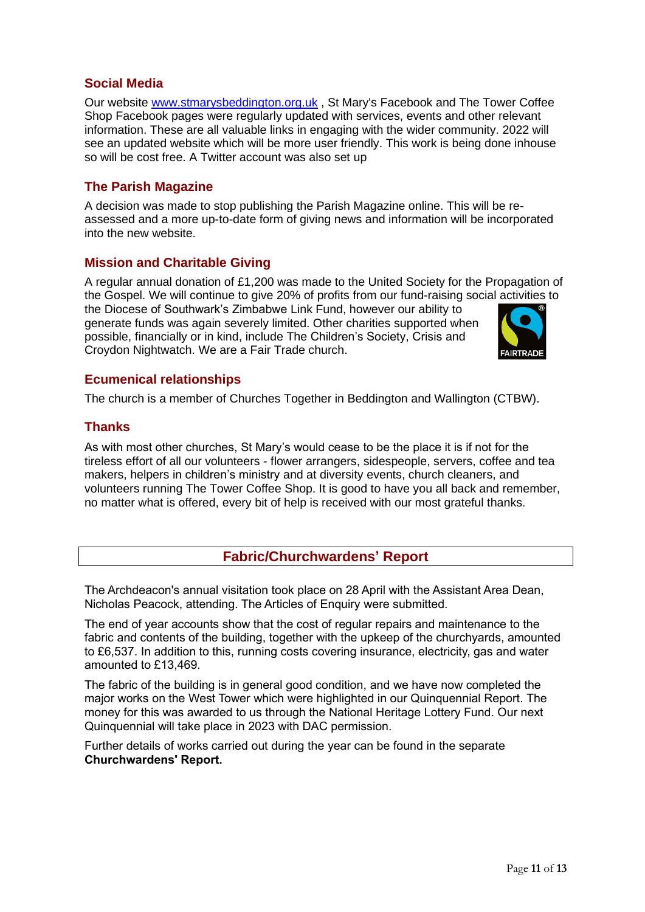## Social Media

Our website [www.stmarysbeddington.org.uk](http://www.stmarysbeddington.org.uk) , St Mary's Facebook and The Tower Coffee Shop Facebook pages were regularly updated with services, events and other relevant information. These are all valuable links in engaging with the wider community. 2022 will see an updated website which will be more user friendly. This work is being done inhouse so will be cost free. A Twitter account was also set up

## The Parish Magazine

A decision was made to stop publishing the Parish Magazine online. This will be re-assessed and a more up-to-date form of giving news and information will be incorporated into the new website.

## Mission and Charitable Giving

A regular annual donation of £1,200 was made to the United Society for the Propagation of the Gospel. We will continue to give 20% of profits from our fund-raising social activities to the Diocese of Southwark's Zimbabwe Link Fund, however our ability to generate funds was again severely limited. Other charities supported when possible, financially or in kind, include The Children's Society, Crisis and Croydon Nightwatch. We are a Fair Trade church.

## Ecumenical relationships

The church is a member of Churches Together in Beddington and Wallington (CTBW).

## Thanks

As with most other churches, St Mary's would cease to be the place it is if not for the tireless effort of all our volunteers - flower arrangers, sidespeople, servers, coffee and tea makers, helpers in children's ministry and at diversity events, church cleaners, and volunteers running The Tower Coffee Shop. It is good to have you all back and remember, no matter what is offered, every bit of help is received with our most grateful thanks.

# Fabric/Churchwardens' Report

The Archdeacon's annual visitation took place on 28 April with the Assistant Area Dean, Nicholas Peacock, attending. The Articles of Enquiry were submitted.

The end of year accounts show that the cost of regular repairs and maintenance to the fabric and contents of the building, together with the upkeep of the churchyards, amounted to £6,537. In addition to this, running costs covering insurance, electricity, gas and water amounted to £13,469.

The fabric of the building is in general good condition, and we have now completed the major works on the West Tower which were highlighted in our Quinquennial Report. The money for this was awarded to us through the National Heritage Lottery Fund. Our next Quinquennial will take place in 2023 with DAC permission.

Further details of works carried out during the year can be found in the separate **Churchwardens' Report.**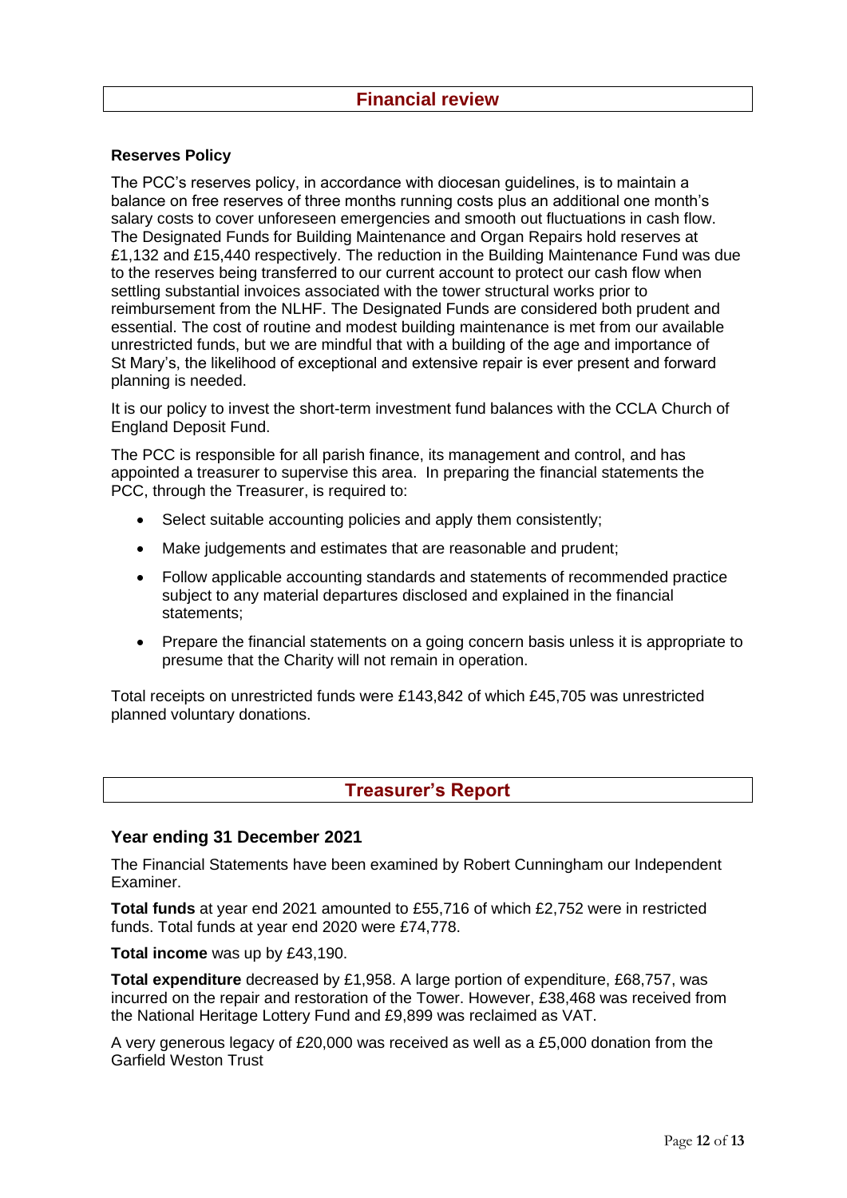## Financial review

### Reserves Policy

The PCC's reserves policy, in accordance with diocesan guidelines, is to maintain a balance on free reserves of three months running costs plus an additional one month's salary costs to cover unforeseen emergencies and smooth out fluctuations in cash flow. The Designated Funds for Building Maintenance and Organ Repairs hold reserves at £1,132 and £15,440 respectively. The reduction in the Building Maintenance Fund was due to the reserves being transferred to our current account to protect our cash flow when settling substantial invoices associated with the tower structural works prior to reimbursement from the NLHF. The Designated Funds are considered both prudent and essential. The cost of routine and modest building maintenance is met from our available unrestricted funds, but we are mindful that with a building of the age and importance of St Mary's, the likelihood of exceptional and extensive repair is ever present and forward planning is needed.

It is our policy to invest the short-term investment fund balances with the CCLA Church of England Deposit Fund.

The PCC is responsible for all parish finance, its management and control, and has appointed a treasurer to supervise this area. In preparing the financial statements the PCC, through the Treasurer, is required to:

- Select suitable accounting policies and apply them consistently;
- Make judgements and estimates that are reasonable and prudent;
- Follow applicable accounting standards and statements of recommended practice subject to any material departures disclosed and explained in the financial statements;
- Prepare the financial statements on a going concern basis unless it is appropriate to presume that the Charity will not remain in operation.

Total receipts on unrestricted funds were £143,842 of which £45,705 was unrestricted planned voluntary donations.

## Treasurer's Report

### Year ending 31 December 2021

The Financial Statements have been examined by Robert Cunningham our Independent Examiner.

**Total funds** at year end 2021 amounted to £55,716 of which £2,752 were in restricted funds. Total funds at year end 2020 were £74,778.

**Total income** was up by £43,190.

**Total expenditure** decreased by £1,958. A large portion of expenditure, £68,757, was incurred on the repair and restoration of the Tower. However, £38,468 was received from the National Heritage Lottery Fund and £9,899 was reclaimed as VAT.

A very generous legacy of £20,000 was received as well as a £5,000 donation from the Garfield Weston Trust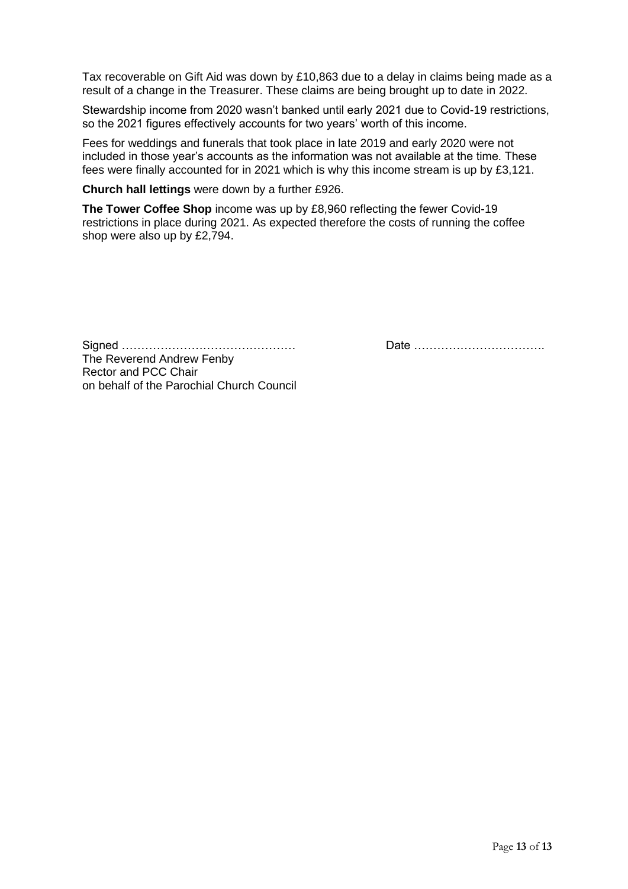Tax recoverable on Gift Aid was down by £10,863 due to a delay in claims being made as a result of a change in the Treasurer. These claims are being brought up to date in 2022.

Stewardship income from 2020 wasn't banked until early 2021 due to Covid-19 restrictions, so the 2021 figures effectively accounts for two years' worth of this income.

Fees for weddings and funerals that took place in late 2019 and early 2020 were not included in those year's accounts as the information was not available at the time. These fees were finally accounted for in 2021 which is why this income stream is up by £3,121.

**Church hall lettings** were down by a further £926.

**The Tower Coffee Shop** income was up by £8,960 reflecting the fewer Covid-19 restrictions in place during 2021. As expected therefore the costs of running the coffee shop were also up by £2,794.

Signed ………………………………………                Date …………………………….

The Reverend Andrew Fenby
Rector and PCC Chair
on behalf of the Parochial Church Council